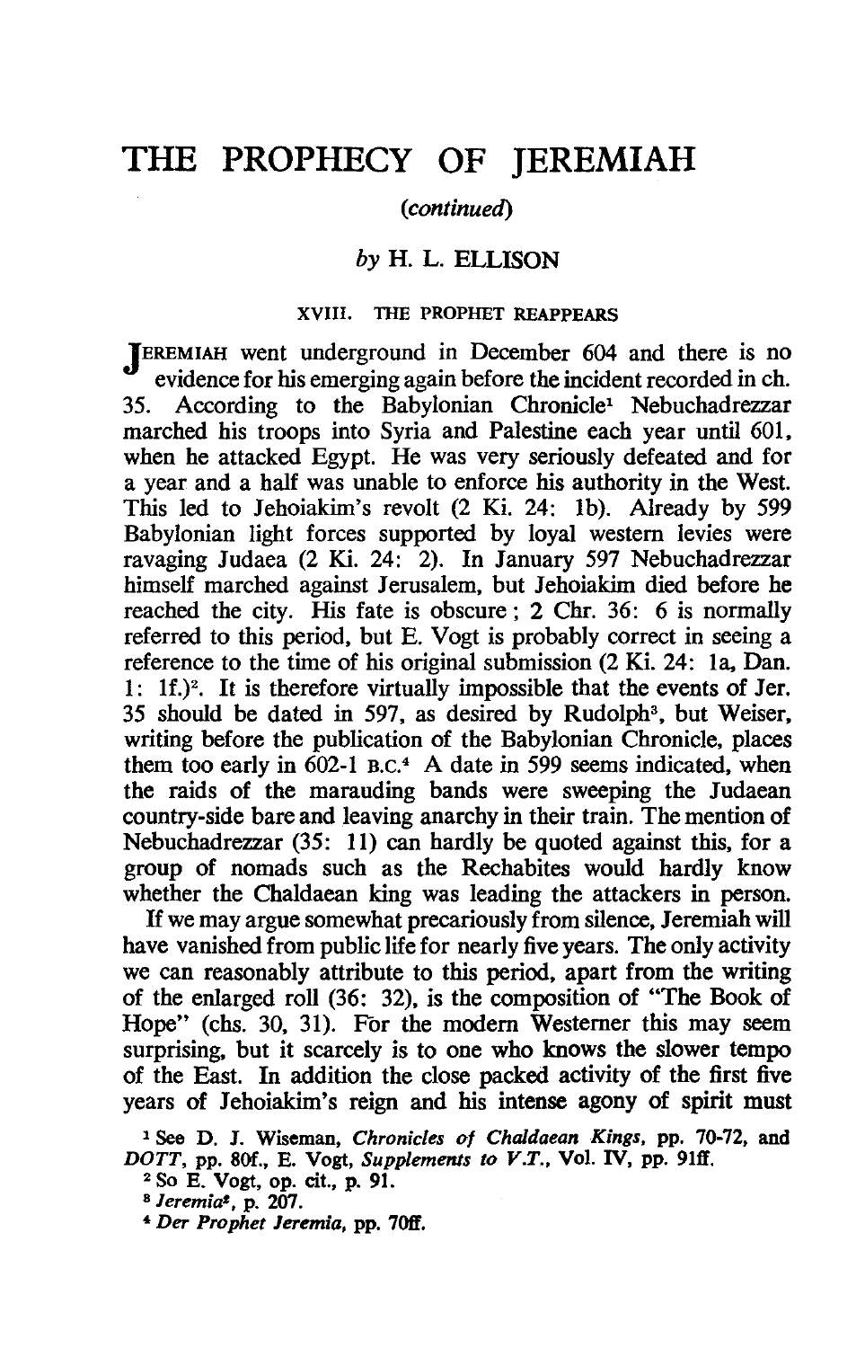# THE PROPHECY OF JEREMIAH

*(continued)*

*by* H. L. ELLISON

## XVIII. THE PROPHET REAPPEARS

JEREMIAH went underground in December 604 and there is no evidence for his emerging again before the incident recorded in ch. 35. According to the Babylonian Chronicle[1] Nebuchadrezzar marched his troops into Syria and Palestine each year until 601, when he attacked Egypt. He was very seriously defeated and for a year and a half was unable to enforce his authority in the West. This led to Jehoiakim's revolt (2 Ki. 24: 1b). Already by 599 Babylonian light forces supported by loyal western levies were ravaging Judaea (2 Ki. 24: 2). In January 597 Nebuchadrezzar himself marched against Jerusalem, but Jehoiakim died before he reached the city. His fate is obscure; 2 Chr. 36: 6 is normally referred to this period, but E. Vogt is probably correct in seeing a reference to the time of his original submission (2 Ki. 24: 1a, Dan. 1: 1f.)[2]. It is therefore virtually impossible that the events of Jer. 35 should be dated in 597, as desired by Rudolph[3], but Weiser, writing before the publication of the Babylonian Chronicle, places them too early in 602-1 B.C.[4] A date in 599 seems indicated, when the raids of the marauding bands were sweeping the Judaean country-side bare and leaving anarchy in their train. The mention of Nebuchadrezzar (35: 11) can hardly be quoted against this, for a group of nomads such as the Rechabites would hardly know whether the Chaldaean king was leading the attackers in person.

If we may argue somewhat precariously from silence, Jeremiah will have vanished from public life for nearly five years. The only activity we can reasonably attribute to this period, apart from the writing of the enlarged roll (36: 32), is the composition of "The Book of Hope" (chs. 30, 31). For the modern Westerner this may seem surprising, but it scarcely is to one who knows the slower tempo of the East. In addition the close packed activity of the first five years of Jehoiakim's reign and his intense agony of spirit must

[1] See D. J. Wiseman, *Chronicles of Chaldaean Kings*, pp. 70-72, and *DOTT*, pp. 80f., E. Vogt, *Supplements to V.T.*, Vol. IV, pp. 91ff.

[2] So E. Vogt, op. cit., p. 91.

[3] *Jeremia*², p. 207.

[4] *Der Prophet Jeremia*, pp. 70ff.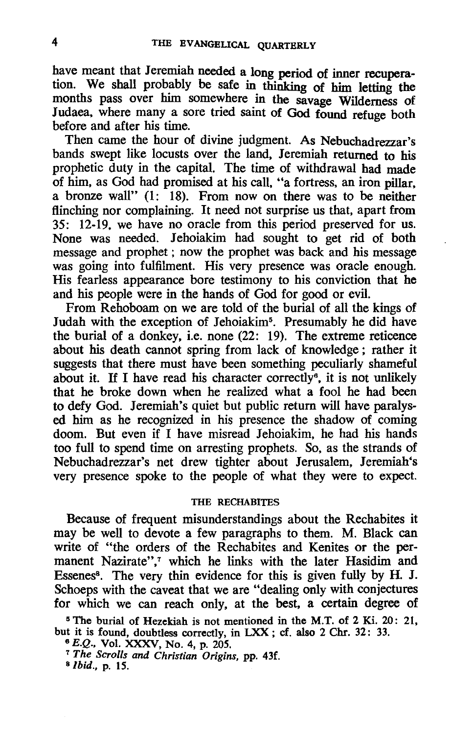have meant that Jeremiah needed a long period of inner recuperation. We shall probably be safe in thinking of him letting the months pass over him somewhere in the savage Wilderness of Judaea, where many a sore tried saint of God found refuge both before and after his time.

Then came the hour of divine judgment. As Nebuchadrezzar's bands swept like locusts over the land, Jeremiah returned to his prophetic duty in the capital. The time of withdrawal had made of him, as God had promised at his call, "a fortress, an iron pillar, a bronze wall" (1: 18). From now on there was to be neither flinching nor complaining. It need not surprise us that, apart from 35: 12-19, we have no oracle from this period preserved for us. None was needed. Jehoiakim had sought to get rid of both message and prophet; now the prophet was back and his message was going into fulfilment. His very presence was oracle enough. His fearless appearance bore testimony to his conviction that he and his people were in the hands of God for good or evil.

From Rehoboam on we are told of the burial of all the kings of Judah with the exception of Jehoiakim[5]. Presumably he did have the burial of a donkey, i.e. none (22: 19). The extreme reticence about his death cannot spring from lack of knowledge; rather it suggests that there must have been something peculiarly shameful about it. If I have read his character correctly[6], it is not unlikely that he broke down when he realized what a fool he had been to defy God. Jeremiah's quiet but public return will have paralysed him as he recognized in his presence the shadow of coming doom. But even if I have misread Jehoiakim, he had his hands too full to spend time on arresting prophets. So, as the strands of Nebuchadrezzar's net drew tighter about Jerusalem, Jeremiah's very presence spoke to the people of what they were to expect.

## THE RECHABITES

Because of frequent misunderstandings about the Rechabites it may be well to devote a few paragraphs to them. M. Black can write of "the orders of the Rechabites and Kenites or the permanent Nazirate",[7] which he links with the later Hasidim and Essenes[8]. The very thin evidence for this is given fully by H. J. Schoeps with the caveat that we are "dealing only with conjectures for which we can reach only, at the best, a certain degree of

[5] The burial of Hezekiah is not mentioned in the M.T. of 2 Ki. 20: 21, but it is found, doubtless correctly, in LXX; cf. also 2 Chr. 32: 33.

[6] *E.Q.*, Vol. XXXV, No. 4, p. 205.

[7] *The Scrolls and Christian Origins*, pp. 43f.

[8] *Ibid.*, p. 15.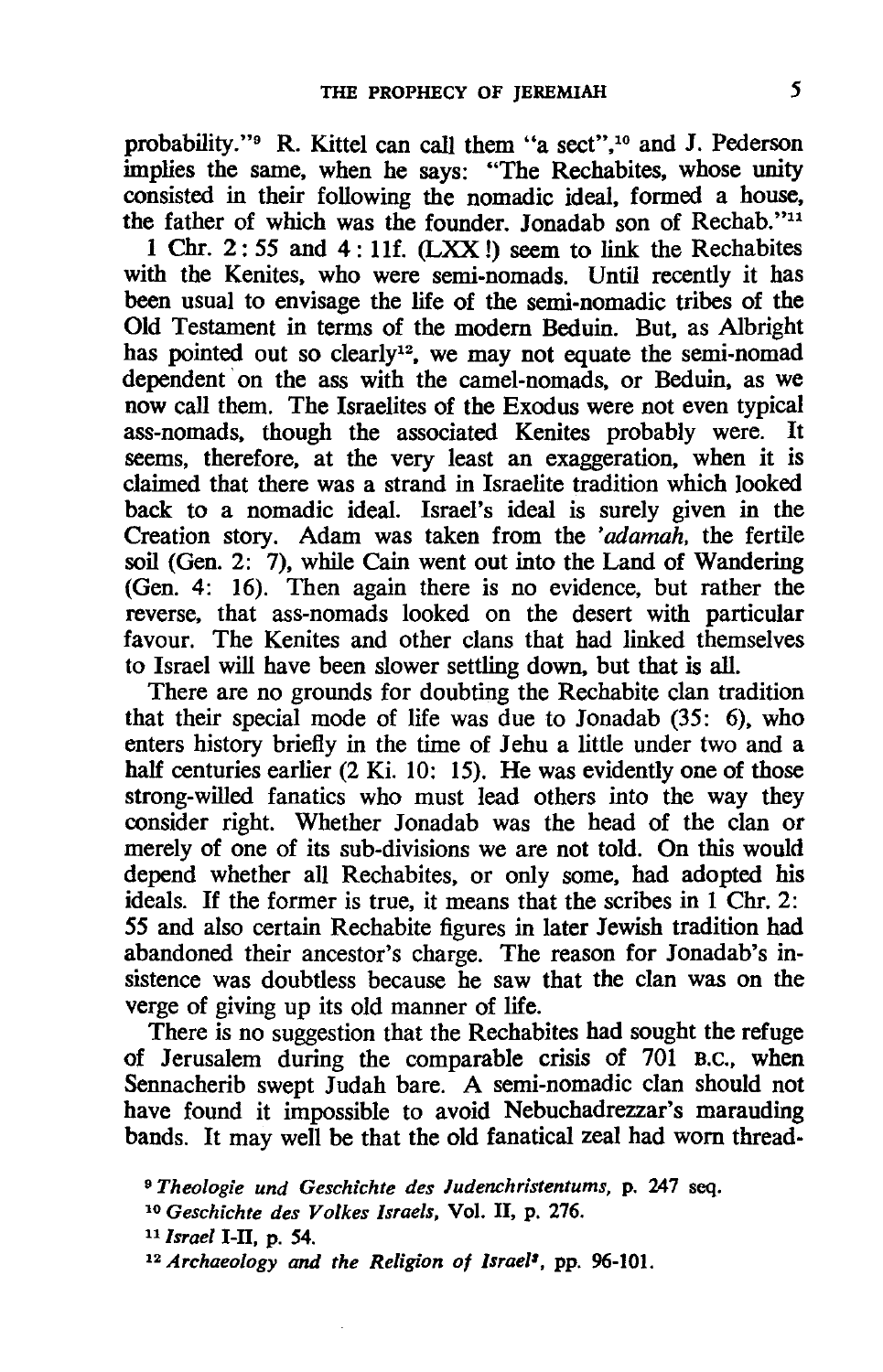probability."[9] R. Kittel can call them "a sect",[10] and J. Pederson implies the same, when he says: "The Rechabites, whose unity consisted in their following the nomadic ideal, formed a house, the father of which was the founder. Jonadab son of Rechab."[11]

1 Chr. 2: 55 and 4: 11f. (LXX!) seem to link the Rechabites with the Kenites, who were semi-nomads. Until recently it has been usual to envisage the life of the semi-nomadic tribes of the Old Testament in terms of the modern Beduin. But, as Albright has pointed out so clearly[12], we may not equate the semi-nomad dependent on the ass with the camel-nomads, or Beduin, as we now call them. The Israelites of the Exodus were not even typical ass-nomads, though the associated Kenites probably were. It seems, therefore, at the very least an exaggeration, when it is claimed that there was a strand in Israelite tradition which looked back to a nomadic ideal. Israel's ideal is surely given in the Creation story. Adam was taken from the *'adamah*, the fertile soil (Gen. 2: 7), while Cain went out into the Land of Wandering (Gen. 4: 16). Then again there is no evidence, but rather the reverse, that ass-nomads looked on the desert with particular favour. The Kenites and other clans that had linked themselves to Israel will have been slower settling down, but that is all.

There are no grounds for doubting the Rechabite clan tradition that their special mode of life was due to Jonadab (35: 6), who enters history briefly in the time of Jehu a little under two and a half centuries earlier (2 Ki. 10: 15). He was evidently one of those strong-willed fanatics who must lead others into the way they consider right. Whether Jonadab was the head of the clan or merely of one of its sub-divisions we are not told. On this would depend whether all Rechabites, or only some, had adopted his ideals. If the former is true, it means that the scribes in 1 Chr. 2: 55 and also certain Rechabite figures in later Jewish tradition had abandoned their ancestor's charge. The reason for Jonadab's insistence was doubtless because he saw that the clan was on the verge of giving up its old manner of life.

There is no suggestion that the Rechabites had sought the refuge of Jerusalem during the comparable crisis of 701 B.C., when Sennacherib swept Judah bare. A semi-nomadic clan should not have found it impossible to avoid Nebuchadrezzar's marauding bands. It may well be that the old fanatical zeal had worn thread-

[9] *Theologie und Geschichte des Judenchristentums*, p. 247 seq.

[10] *Geschichte des Volkes Israels*, Vol. II, p. 276.

[11] *Israel* I-II, p. 54.

[12] *Archaeology and the Religion of Israel*[3], pp. 96-101.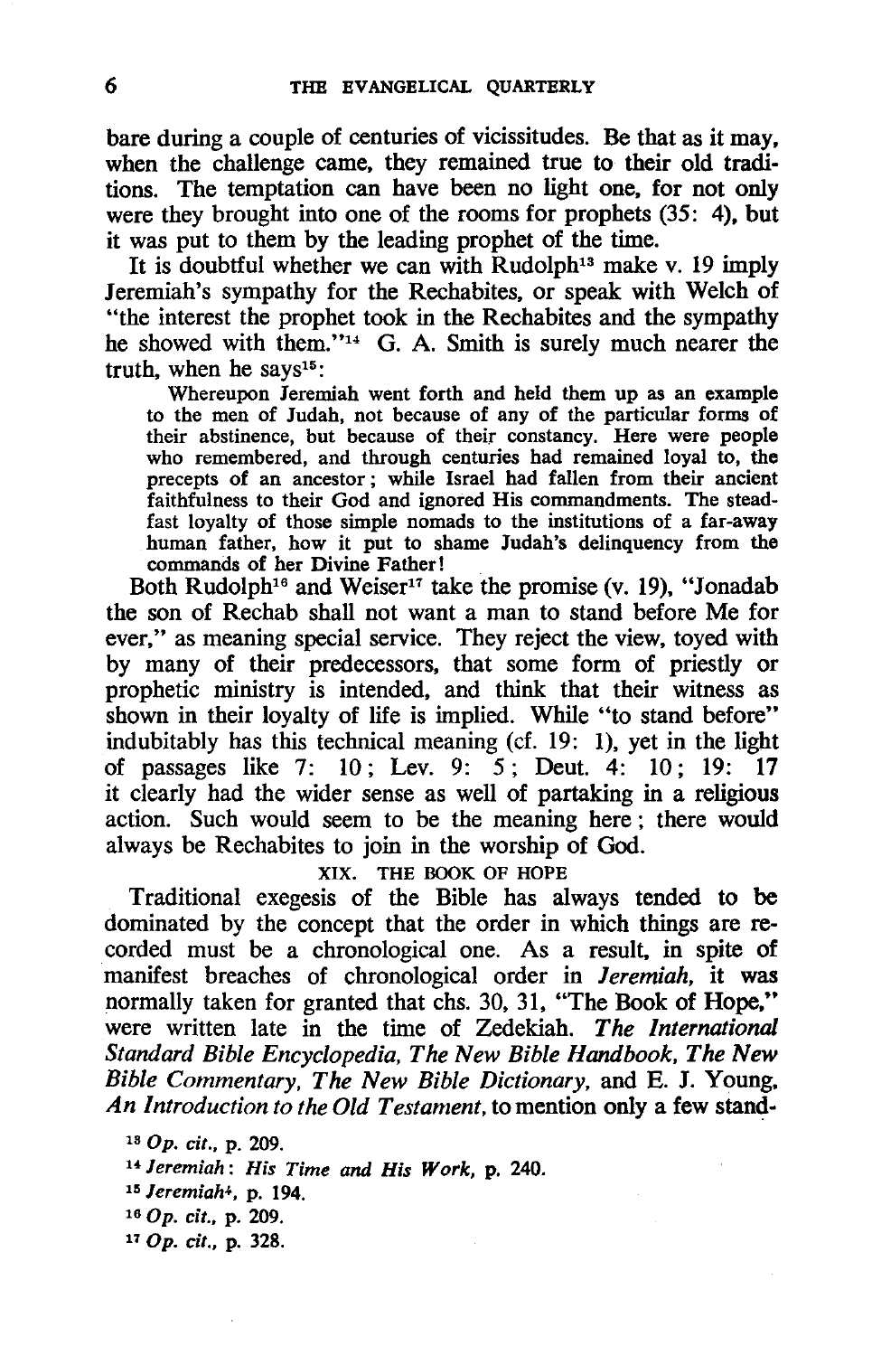bare during a couple of centuries of vicissitudes. Be that as it may, when the challenge came, they remained true to their old traditions. The temptation can have been no light one, for not only were they brought into one of the rooms for prophets (35: 4), but it was put to them by the leading prophet of the time.

It is doubtful whether we can with Rudolph[13] make v. 19 imply Jeremiah's sympathy for the Rechabites, or speak with Welch of "the interest the prophet took in the Rechabites and the sympathy he showed with them."[14] G. A. Smith is surely much nearer the truth, when he says[15]:

> Whereupon Jeremiah went forth and held them up as an example to the men of Judah, not because of any of the particular forms of their abstinence, but because of their constancy. Here were people who remembered, and through centuries had remained loyal to, the precepts of an ancestor; while Israel had fallen from their ancient faithfulness to their God and ignored His commandments. The steadfast loyalty of those simple nomads to the institutions of a far-away human father, how it put to shame Judah's delinquency from the commands of her Divine Father!

Both Rudolph[16] and Weiser[17] take the promise (v. 19), "Jonadab the son of Rechab shall not want a man to stand before Me for ever," as meaning special service. They reject the view, toyed with by many of their predecessors, that some form of priestly or prophetic ministry is intended, and think that their witness as shown in their loyalty of life is implied. While "to stand before" indubitably has this technical meaning (cf. 19: 1), yet in the light of passages like 7: 10; Lev. 9: 5; Deut. 4: 10; 19: 17 it clearly had the wider sense as well of partaking in a religious action. Such would seem to be the meaning here; there would always be Rechabites to join in the worship of God.

### XIX. THE BOOK OF HOPE

Traditional exegesis of the Bible has always tended to be dominated by the concept that the order in which things are recorded must be a chronological one. As a result, in spite of manifest breaches of chronological order in *Jeremiah*, it was normally taken for granted that chs. 30, 31, "The Book of Hope," were written late in the time of Zedekiah. *The International Standard Bible Encyclopedia*, *The New Bible Handbook*, *The New Bible Commentary*, *The New Bible Dictionary*, and E. J. Young, *An Introduction to the Old Testament*, to mention only a few stand-

[13] *Op. cit.*, p. 209.

[14] *Jeremiah: His Time and His Work*, p. 240.

[15] *Jeremiah*[4], p. 194.

[16] *Op. cit.*, p. 209.

[17] *Op. cit.*, p. 328.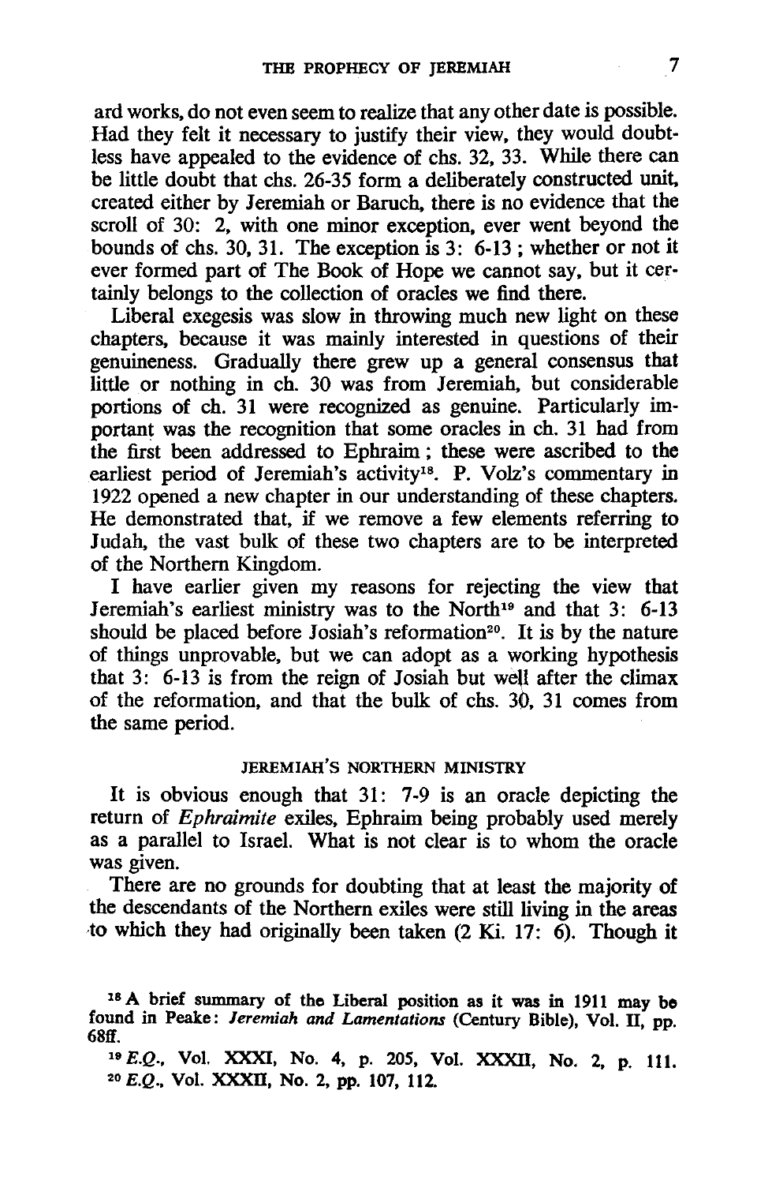ard works, do not even seem to realize that any other date is possible. Had they felt it necessary to justify their view, they would doubtless have appealed to the evidence of chs. 32, 33. While there can be little doubt that chs. 26-35 form a deliberately constructed unit, created either by Jeremiah or Baruch, there is no evidence that the scroll of 30: 2, with one minor exception, ever went beyond the bounds of chs. 30, 31. The exception is 3: 6-13; whether or not it ever formed part of The Book of Hope we cannot say, but it certainly belongs to the collection of oracles we find there.

Liberal exegesis was slow in throwing much new light on these chapters, because it was mainly interested in questions of their genuineness. Gradually there grew up a general consensus that little or nothing in ch. 30 was from Jeremiah, but considerable portions of ch. 31 were recognized as genuine. Particularly important was the recognition that some oracles in ch. 31 had from the first been addressed to Ephraim; these were ascribed to the earliest period of Jeremiah's activity[18]. P. Volz's commentary in 1922 opened a new chapter in our understanding of these chapters. He demonstrated that, if we remove a few elements referring to Judah, the vast bulk of these two chapters are to be interpreted of the Northern Kingdom.

I have earlier given my reasons for rejecting the view that Jeremiah's earliest ministry was to the North[19] and that 3: 6-13 should be placed before Josiah's reformation[20]. It is by the nature of things unprovable, but we can adopt as a working hypothesis that 3: 6-13 is from the reign of Josiah but well after the climax of the reformation, and that the bulk of chs. 30, 31 comes from the same period.

## JEREMIAH'S NORTHERN MINISTRY

It is obvious enough that 31: 7-9 is an oracle depicting the return of *Ephraimite* exiles, Ephraim being probably used merely as a parallel to Israel. What is not clear is to whom the oracle was given.

There are no grounds for doubting that at least the majority of the descendants of the Northern exiles were still living in the areas to which they had originally been taken (2 Ki. 17: 6). Though it

[18] A brief summary of the Liberal position as it was in 1911 may be found in Peake: *Jeremiah and Lamentations* (Century Bible), Vol. II, pp. 68ff.

[19] *E.Q.*, Vol. XXXI, No. 4, p. 205, Vol. XXXII, No. 2, p. 111.

[20] *E.Q.*, Vol. XXXII, No. 2, pp. 107, 112.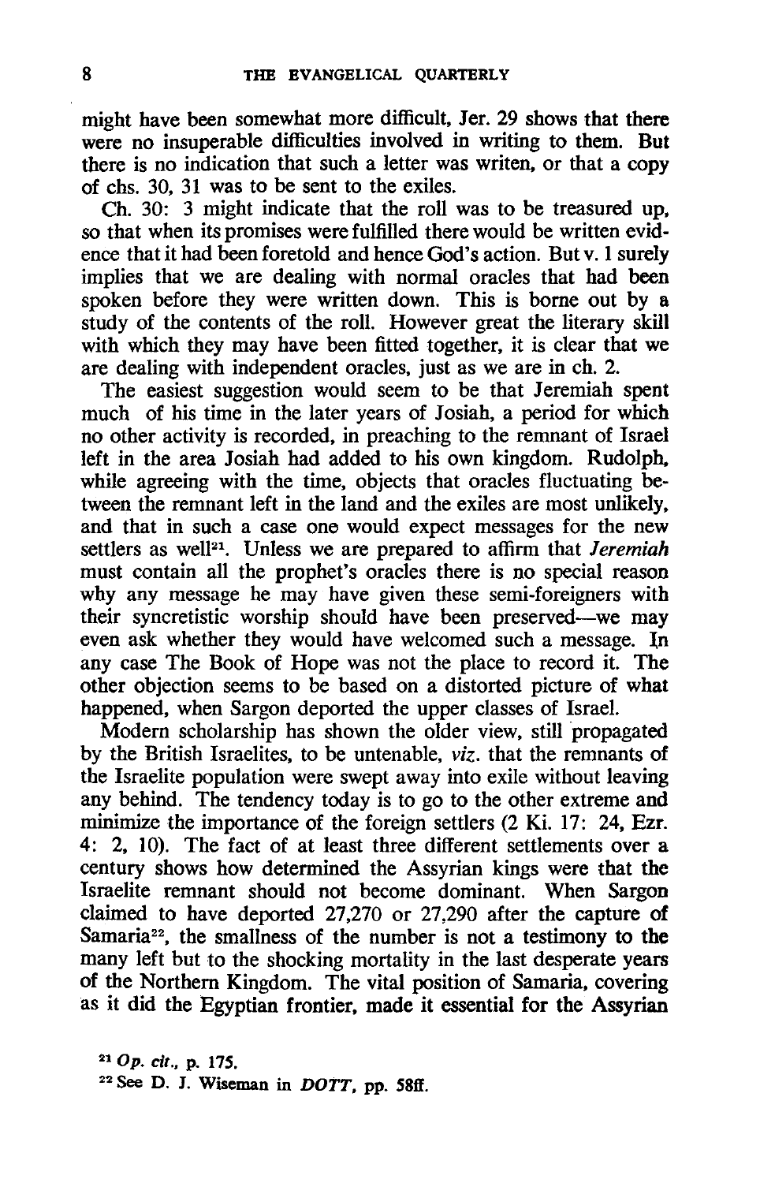might have been somewhat more difficult, Jer. 29 shows that there were no insuperable difficulties involved in writing to them. But there is no indication that such a letter was writen, or that a copy of chs. 30, 31 was to be sent to the exiles.

Ch. 30: 3 might indicate that the roll was to be treasured up, so that when its promises were fulfilled there would be written evidence that it had been foretold and hence God's action. But v. 1 surely implies that we are dealing with normal oracles that had been spoken before they were written down. This is borne out by a study of the contents of the roll. However great the literary skill with which they may have been fitted together, it is clear that we are dealing with independent oracles, just as we are in ch. 2.

The easiest suggestion would seem to be that Jeremiah spent much of his time in the later years of Josiah, a period for which no other activity is recorded, in preaching to the remnant of Israel left in the area Josiah had added to his own kingdom. Rudolph, while agreeing with the time, objects that oracles fluctuating between the remnant left in the land and the exiles are most unlikely, and that in such a case one would expect messages for the new settlers as well[21]. Unless we are prepared to affirm that *Jeremiah* must contain all the prophet's oracles there is no special reason why any message he may have given these semi-foreigners with their syncretistic worship should have been preserved—we may even ask whether they would have welcomed such a message. In any case The Book of Hope was not the place to record it. The other objection seems to be based on a distorted picture of what happened, when Sargon deported the upper classes of Israel.

Modern scholarship has shown the older view, still propagated by the British Israelites, to be untenable, *viz.* that the remnants of the Israelite population were swept away into exile without leaving any behind. The tendency today is to go to the other extreme and minimize the importance of the foreign settlers (2 Ki. 17: 24, Ezr. 4: 2, 10). The fact of at least three different settlements over a century shows how determined the Assyrian kings were that the Israelite remnant should not become dominant. When Sargon claimed to have deported 27,270 or 27,290 after the capture of Samaria[22], the smallness of the number is not a testimony to the many left but to the shocking mortality in the last desperate years of the Northern Kingdom. The vital position of Samaria, covering as it did the Egyptian frontier, made it essential for the Assyrian

[21] *Op. cit.*, p. 175.

[22] See D. J. Wiseman in *DOTT*, pp. 58ff.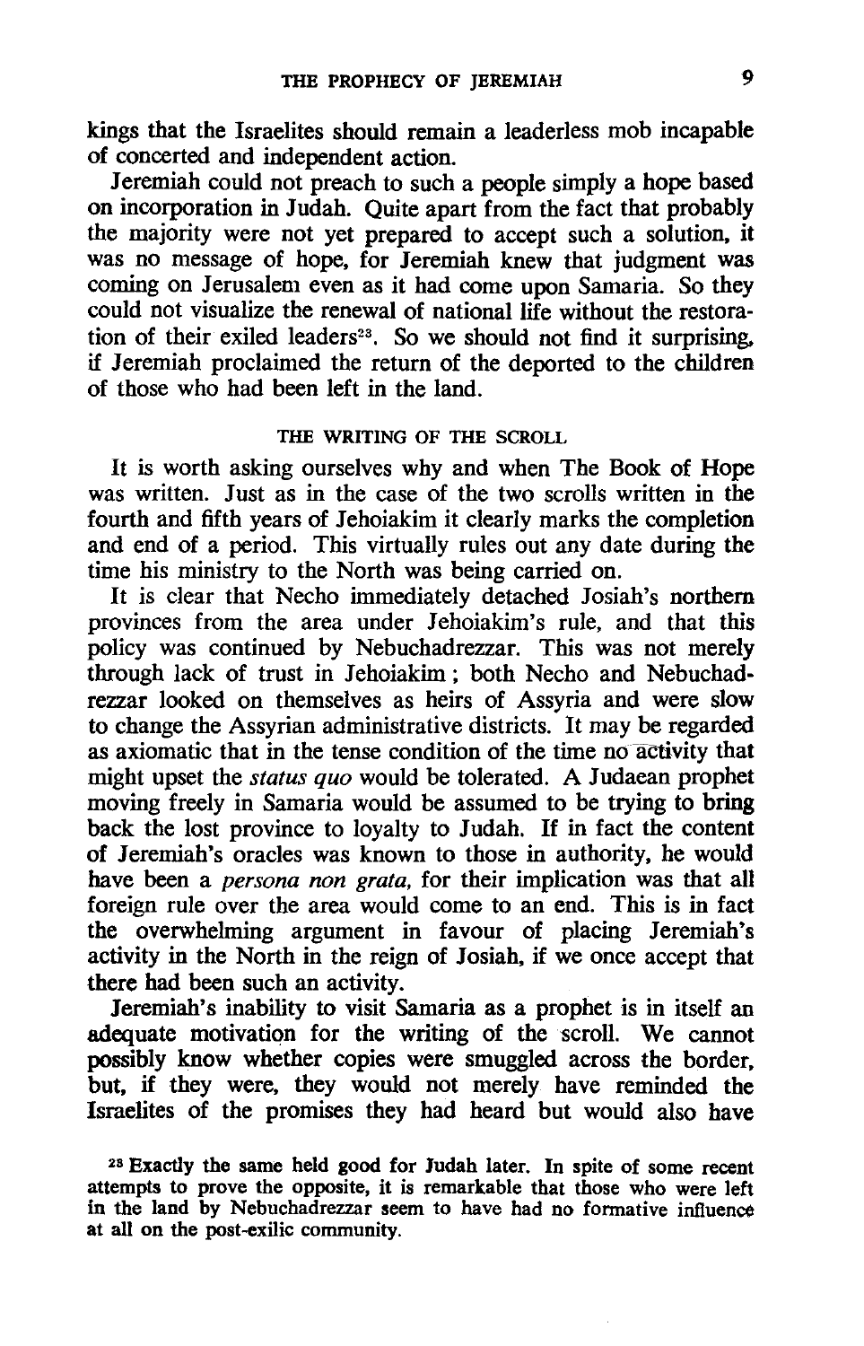kings that the Israelites should remain a leaderless mob incapable of concerted and independent action.

Jeremiah could not preach to such a people simply a hope based on incorporation in Judah. Quite apart from the fact that probably the majority were not yet prepared to accept such a solution, it was no message of hope, for Jeremiah knew that judgment was coming on Jerusalem even as it had come upon Samaria. So they could not visualize the renewal of national life without the restoration of their exiled leaders[23]. So we should not find it surprising, if Jeremiah proclaimed the return of the deported to the children of those who had been left in the land.

### THE WRITING OF THE SCROLL

It is worth asking ourselves why and when The Book of Hope was written. Just as in the case of the two scrolls written in the fourth and fifth years of Jehoiakim it clearly marks the completion and end of a period. This virtually rules out any date during the time his ministry to the North was being carried on.

It is clear that Necho immediately detached Josiah's northern provinces from the area under Jehoiakim's rule, and that this policy was continued by Nebuchadrezzar. This was not merely through lack of trust in Jehoiakim; both Necho and Nebuchadrezzar looked on themselves as heirs of Assyria and were slow to change the Assyrian administrative districts. It may be regarded as axiomatic that in the tense condition of the time no activity that might upset the *status quo* would be tolerated. A Judaean prophet moving freely in Samaria would be assumed to be trying to bring back the lost province to loyalty to Judah. If in fact the content of Jeremiah's oracles was known to those in authority, he would have been a *persona non grata*, for their implication was that all foreign rule over the area would come to an end. This is in fact the overwhelming argument in favour of placing Jeremiah's activity in the North in the reign of Josiah, if we once accept that there had been such an activity.

Jeremiah's inability to visit Samaria as a prophet is in itself an adequate motivation for the writing of the scroll. We cannot possibly know whether copies were smuggled across the border, but, if they were, they would not merely have reminded the Israelites of the promises they had heard but would also have

[23] Exactly the same held good for Judah later. In spite of some recent attempts to prove the opposite, it is remarkable that those who were left in the land by Nebuchadrezzar seem to have had no formative influence at all on the post-exilic community.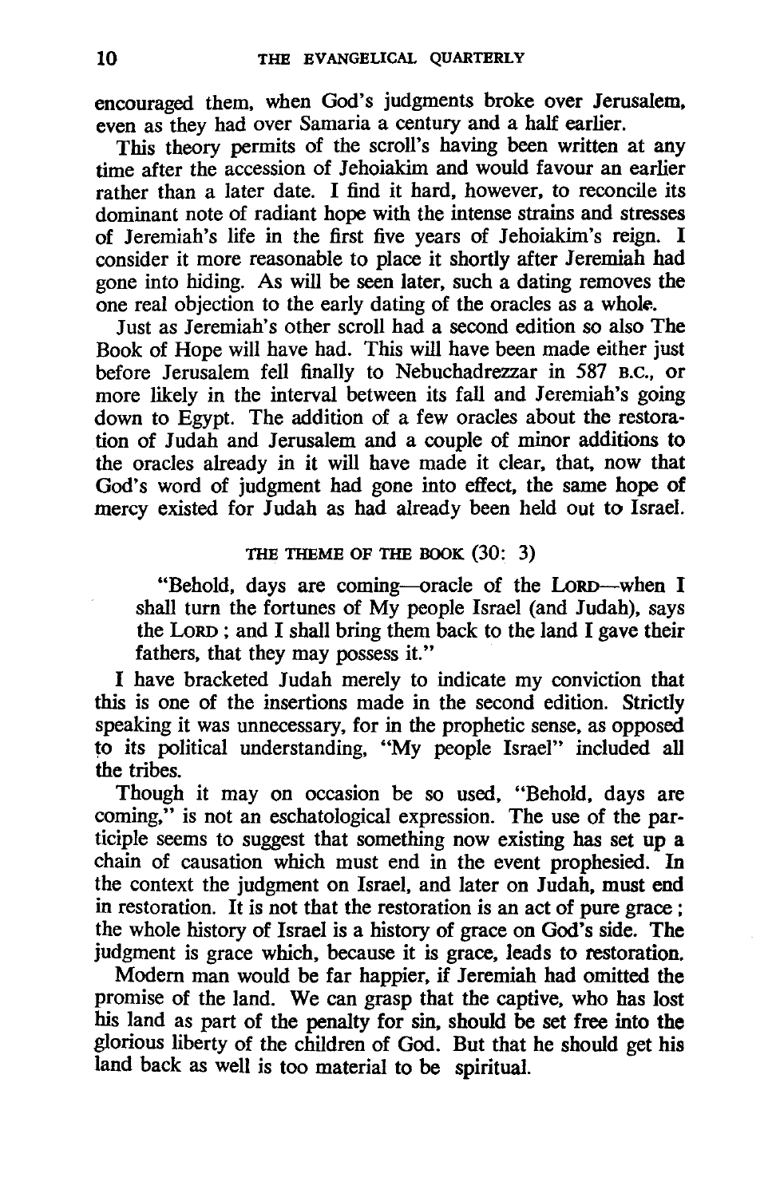encouraged them, when God's judgments broke over Jerusalem, even as they had over Samaria a century and a half earlier.

This theory permits of the scroll's having been written at any time after the accession of Jehoiakim and would favour an earlier rather than a later date. I find it hard, however, to reconcile its dominant note of radiant hope with the intense strains and stresses of Jeremiah's life in the first five years of Jehoiakim's reign. I consider it more reasonable to place it shortly after Jeremiah had gone into hiding. As will be seen later, such a dating removes the one real objection to the early dating of the oracles as a whole.

Just as Jeremiah's other scroll had a second edition so also The Book of Hope will have had. This will have been made either just before Jerusalem fell finally to Nebuchadrezzar in 587 B.C., or more likely in the interval between its fall and Jeremiah's going down to Egypt. The addition of a few oracles about the restoration of Judah and Jerusalem and a couple of minor additions to the oracles already in it will have made it clear, that, now that God's word of judgment had gone into effect, the same hope of mercy existed for Judah as had already been held out to Israel.

## THE THEME OF THE BOOK (30: 3)

> "Behold, days are coming—oracle of the LORD—when I shall turn the fortunes of My people Israel (and Judah), says the LORD; and I shall bring them back to the land I gave their fathers, that they may possess it."

I have bracketed Judah merely to indicate my conviction that this is one of the insertions made in the second edition. Strictly speaking it was unnecessary, for in the prophetic sense, as opposed to its political understanding, "My people Israel" included all the tribes.

Though it may on occasion be so used, "Behold, days are coming," is not an eschatological expression. The use of the participle seems to suggest that something now existing has set up a chain of causation which must end in the event prophesied. In the context the judgment on Israel, and later on Judah, must end in restoration. It is not that the restoration is an act of pure grace; the whole history of Israel is a history of grace on God's side. The judgment is grace which, because it is grace, leads to restoration.

Modern man would be far happier, if Jeremiah had omitted the promise of the land. We can grasp that the captive, who has lost his land as part of the penalty for sin, should be set free into the glorious liberty of the children of God. But that he should get his land back as well is too material to be spiritual.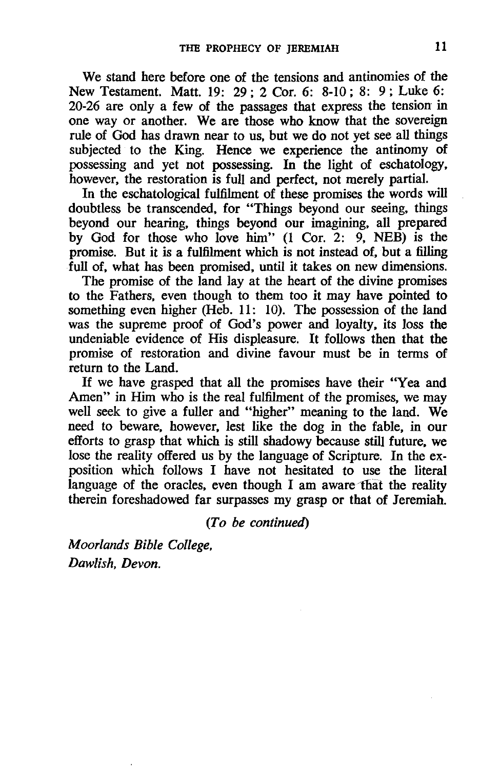We stand here before one of the tensions and antinomies of the New Testament. Matt. 19: 29; 2 Cor. 6: 8-10; 8: 9; Luke 6: 20-26 are only a few of the passages that express the tension in one way or another. We are those who know that the sovereign rule of God has drawn near to us, but we do not yet see all things subjected to the King. Hence we experience the antinomy of possessing and yet not possessing. In the light of eschatology, however, the restoration is full and perfect, not merely partial.

In the eschatological fulfilment of these promises the words will doubtless be transcended, for "Things beyond our seeing, things beyond our hearing, things beyond our imagining, all prepared by God for those who love him" (1 Cor. 2: 9, NEB) is the promise. But it is a fulfilment which is not instead of, but a filling full of, what has been promised, until it takes on new dimensions.

The promise of the land lay at the heart of the divine promises to the Fathers, even though to them too it may have pointed to something even higher (Heb. 11: 10). The possession of the land was the supreme proof of God's power and loyalty, its loss the undeniable evidence of His displeasure. It follows then that the promise of restoration and divine favour must be in terms of return to the Land.

If we have grasped that all the promises have their "Yea and Amen" in Him who is the real fulfilment of the promises, we may well seek to give a fuller and "higher" meaning to the land. We need to beware, however, lest like the dog in the fable, in our efforts to grasp that which is still shadowy because still future, we lose the reality offered us by the language of Scripture. In the exposition which follows I have not hesitated to use the literal language of the oracles, even though I am aware that the reality therein foreshadowed far surpasses my grasp or that of Jeremiah.

*(To be continued)*

*Moorlands Bible College,*
*Dawlish, Devon.*